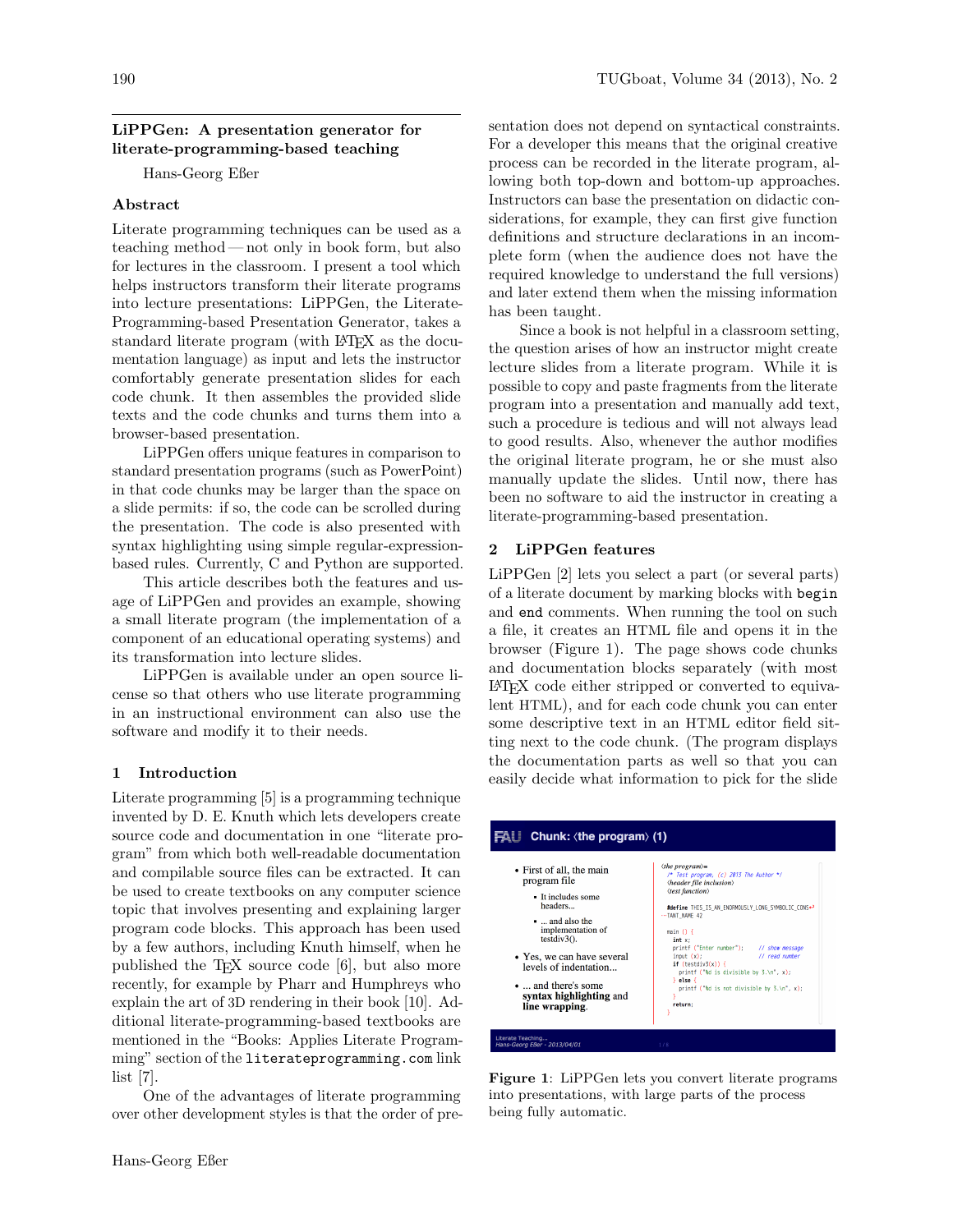# LiPPGen: A presentation generator for literate-programming-based teaching

Hans-Georg Eßer

## Abstract

Literate programming techniques can be used as a teaching method — not only in book form, but also for lectures in the classroom. I present a tool which helps instructors transform their literate programs into lecture presentations: LiPPGen, the Literate-Programming-based Presentation Generator, takes a standard literate program (with LaTeX as the documentation language) as input and lets the instructor comfortably generate presentation slides for each code chunk. It then assembles the provided slide texts and the code chunks and turns them into a browser-based presentation.

LiPPGen offers unique features in comparison to standard presentation programs (such as PowerPoint) in that code chunks may be larger than the space on a slide permits: if so, the code can be scrolled during the presentation. The code is also presented with syntax highlighting using simple regular-expression-based rules. Currently, C and Python are supported.

This article describes both the features and usage of LiPPGen and provides an example, showing a small literate program (the implementation of a component of an educational operating systems) and its transformation into lecture slides.

LiPPGen is available under an open source license so that others who use literate programming in an instructional environment can also use the software and modify it to their needs.

## 1 Introduction

Literate programming [5] is a programming technique invented by D. E. Knuth which lets developers create source code and documentation in one “literate program” from which both well-readable documentation and compilable source files can be extracted. It can be used to create textbooks on any computer science topic that involves presenting and explaining larger program code blocks. This approach has been used by a few authors, including Knuth himself, when he published the TeX source code [6], but also more recently, for example by Pharr and Humphreys who explain the art of 3D rendering in their book [10]. Additional literate-programming-based textbooks are mentioned in the “Books: Applies Literate Programming” section of the `literateprogramming.com` link list [7].

One of the advantages of literate programming over other development styles is that the order of presentation does not depend on syntactical constraints. For a developer this means that the original creative process can be recorded in the literate program, allowing both top-down and bottom-up approaches. Instructors can base the presentation on didactic considerations, for example, they can first give function definitions and structure declarations in an incomplete form (when the audience does not have the required knowledge to understand the full versions) and later extend them when the missing information has been taught.

Since a book is not helpful in a classroom setting, the question arises of how an instructor might create lecture slides from a literate program. While it is possible to copy and paste fragments from the literate program into a presentation and manually add text, such a procedure is tedious and will not always lead to good results. Also, whenever the author modifies the original literate program, he or she must also manually update the slides. Until now, there has been no software to aid the instructor in creating a literate-programming-based presentation.

## 2 LiPPGen features

LiPPGen [2] lets you select a part (or several parts) of a literate document by marking blocks with `begin` and `end` comments. When running the tool on such a file, it creates an HTML file and opens it in the browser (Figure 1). The page shows code chunks and documentation blocks separately (with most LaTeX code either stripped or converted to equivalent HTML), and for each code chunk you can enter some descriptive text in an HTML editor field sitting next to the code chunk. (The program displays the documentation parts as well so that you can easily decide what information to pick for the slide

**Figure 1**: LiPPGen lets you convert literate programs into presentations, with large parts of the process being fully automatic.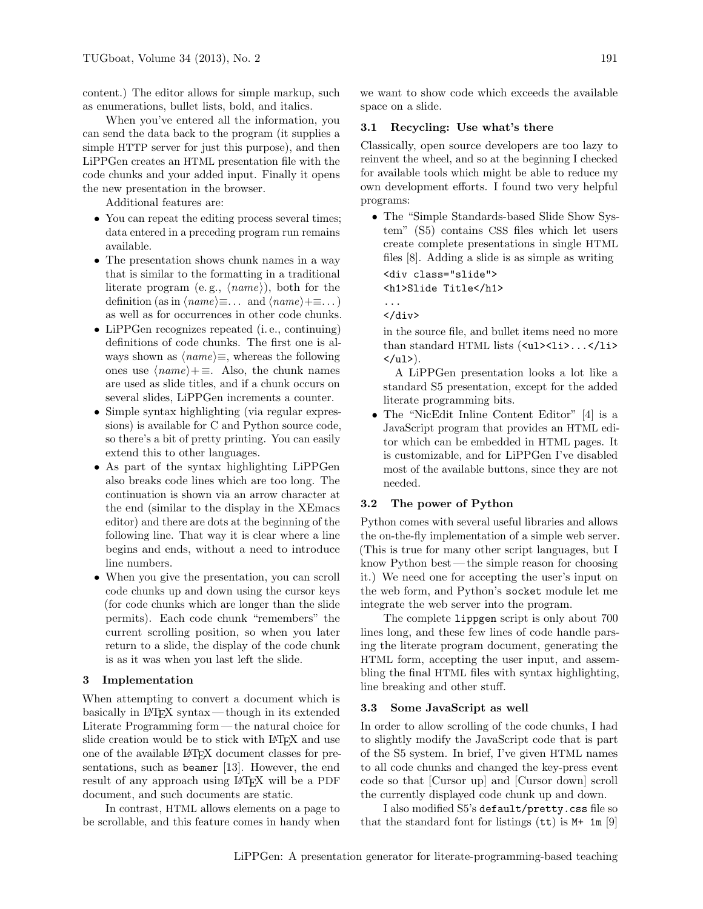content.) The editor allows for simple markup, such as enumerations, bullet lists, bold, and italics.

When you've entered all the information, you can send the data back to the program (it supplies a simple HTTP server for just this purpose), and then LiPPGen creates an HTML presentation file with the code chunks and your added input. Finally it opens the new presentation in the browser.

Additional features are:

- You can repeat the editing process several times; data entered in a preceding program run remains available.
- The presentation shows chunk names in a way that is similar to the formatting in a traditional literate program (e.g., ⟨*name*⟩), both for the definition (as in ⟨*name*⟩≡... and ⟨*name*⟩+≡...) as well as for occurrences in other code chunks.
- LiPPGen recognizes repeated (i.e., continuing) definitions of code chunks. The first one is always shown as ⟨*name*⟩≡, whereas the following ones use ⟨*name*⟩+≡. Also, the chunk names are used as slide titles, and if a chunk occurs on several slides, LiPPGen increments a counter.
- Simple syntax highlighting (via regular expressions) is available for C and Python source code, so there's a bit of pretty printing. You can easily extend this to other languages.
- As part of the syntax highlighting LiPPGen also breaks code lines which are too long. The continuation is shown via an arrow character at the end (similar to the display in the XEmacs editor) and there are dots at the beginning of the following line. That way it is clear where a line begins and ends, without a need to introduce line numbers.
- When you give the presentation, you can scroll code chunks up and down using the cursor keys (for code chunks which are longer than the slide permits). Each code chunk "remembers" the current scrolling position, so when you later return to a slide, the display of the code chunk is as it was when you last left the slide.

## 3 Implementation

When attempting to convert a document which is basically in LaTeX syntax — though in its extended Literate Programming form — the natural choice for slide creation would be to stick with LaTeX and use one of the available LaTeX document classes for presentations, such as `beamer` [13]. However, the end result of any approach using LaTeX will be a PDF document, and such documents are static.

In contrast, HTML allows elements on a page to be scrollable, and this feature comes in handy when we want to show code which exceeds the available space on a slide.

### 3.1 Recycling: Use what's there

Classically, open source developers are too lazy to reinvent the wheel, and so at the beginning I checked for available tools which might be able to reduce my own development efforts. I found two very helpful programs:

- The "Simple Standards-based Slide Show System" (S5) contains CSS files which let users create complete presentations in single HTML files [8]. Adding a slide is as simple as writing

  ```
  <div class="slide">
  <h1>Slide Title</h1>
  ...
  </div>
  ```

  in the source file, and bullet items need no more than standard HTML lists (`<ul><li>...</li></ul>`).

  A LiPPGen presentation looks a lot like a standard S5 presentation, except for the added literate programming bits.
- The "NicEdit Inline Content Editor" [4] is a JavaScript program that provides an HTML editor which can be embedded in HTML pages. It is customizable, and for LiPPGen I've disabled most of the available buttons, since they are not needed.

### 3.2 The power of Python

Python comes with several useful libraries and allows the on-the-fly implementation of a simple web server. (This is true for many other script languages, but I know Python best — the simple reason for choosing it.) We need one for accepting the user's input on the web form, and Python's `socket` module let me integrate the web server into the program.

The complete `lippgen` script is only about 700 lines long, and these few lines of code handle parsing the literate program document, generating the HTML form, accepting the user input, and assembling the final HTML files with syntax highlighting, line breaking and other stuff.

### 3.3 Some JavaScript as well

In order to allow scrolling of the code chunks, I had to slightly modify the JavaScript code that is part of the S5 system. In brief, I've given HTML names to all code chunks and changed the key-press event code so that [Cursor up] and [Cursor down] scroll the currently displayed code chunk up and down.

I also modified S5's `default/pretty.css` file so that the standard font for listings (`tt`) is `M+ 1m` [9]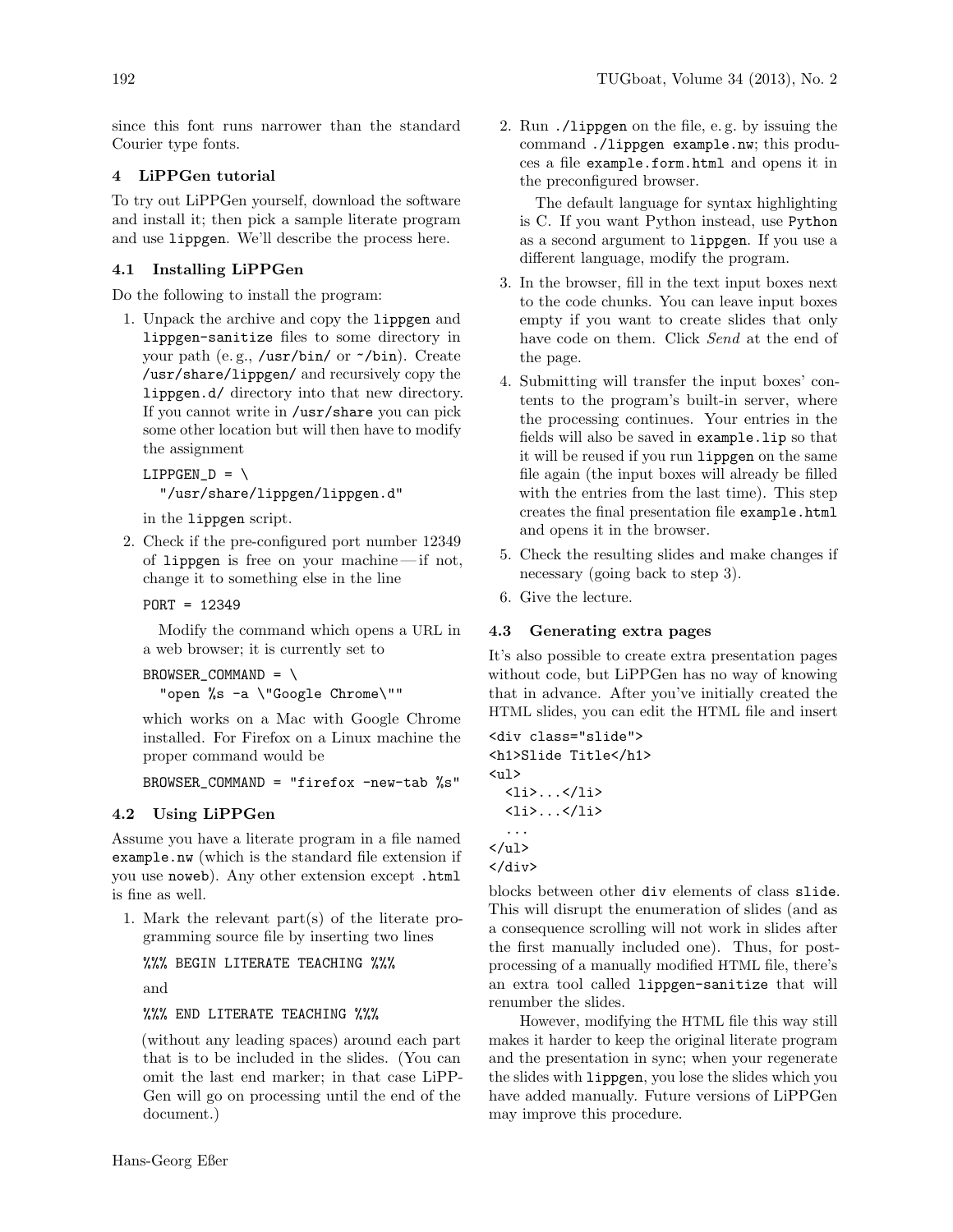since this font runs narrower than the standard Courier type fonts.

## 4 LiPPGen tutorial

To try out LiPPGen yourself, download the software and install it; then pick a sample literate program and use `lippgen`. We'll describe the process here.

### 4.1 Installing LiPPGen

Do the following to install the program:

1. Unpack the archive and copy the `lippgen` and `lippgen-sanitize` files to some directory in your path (e. g., `/usr/bin/` or `~/bin`). Create `/usr/share/lippgen/` and recursively copy the `lippgen.d/` directory into that new directory. If you cannot write in `/usr/share` you can pick some other location but will then have to modify the assignment

   ```
   LIPPGEN_D = \
     "/usr/share/lippgen/lippgen.d"
   ```

   in the `lippgen` script.

2. Check if the pre-configured port number 12349 of `lippgen` is free on your machine — if not, change it to something else in the line

   ```
   PORT = 12349
   ```

   Modify the command which opens a URL in a web browser; it is currently set to

   ```
   BROWSER_COMMAND = \
     "open %s -a \"Google Chrome\""
   ```

   which works on a Mac with Google Chrome installed. For Firefox on a Linux machine the proper command would be

   ```
   BROWSER_COMMAND = "firefox -new-tab %s"
   ```

### 4.2 Using LiPPGen

Assume you have a literate program in a file named `example.nw` (which is the standard file extension if you use `noweb`). Any other extension except `.html` is fine as well.

1. Mark the relevant part(s) of the literate programming source file by inserting two lines

   ```
   %%% BEGIN LITERATE TEACHING %%%
   ```

   and

   ```
   %%% END LITERATE TEACHING %%%
   ```

   (without any leading spaces) around each part that is to be included in the slides. (You can omit the last end marker; in that case LiPPGen will go on processing until the end of the document.)

2. Run `./lippgen` on the file, e. g. by issuing the command `./lippgen example.nw`; this produces a file `example.form.html` and opens it in the preconfigured browser.

   The default language for syntax highlighting is C. If you want Python instead, use `Python` as a second argument to `lippgen`. If you use a different language, modify the program.

3. In the browser, fill in the text input boxes next to the code chunks. You can leave input boxes empty if you want to create slides that only have code on them. Click *Send* at the end of the page.

4. Submitting will transfer the input boxes' contents to the program's built-in server, where the processing continues. Your entries in the fields will also be saved in `example.lip` so that it will be reused if you run `lippgen` on the same file again (the input boxes will already be filled with the entries from the last time). This step creates the final presentation file `example.html` and opens it in the browser.

5. Check the resulting slides and make changes if necessary (going back to step 3).

6. Give the lecture.

### 4.3 Generating extra pages

It's also possible to create extra presentation pages without code, but LiPPGen has no way of knowing that in advance. After you've initially created the HTML slides, you can edit the HTML file and insert

```
<div class="slide">
<h1>Slide Title</h1>
<ul>
  <li>...</li>
  <li>...</li>
  ...
</ul>
</div>
```

blocks between other `div` elements of class `slide`. This will disrupt the enumeration of slides (and as a consequence scrolling will not work in slides after the first manually included one). Thus, for post-processing of a manually modified HTML file, there's an extra tool called `lippgen-sanitize` that will renumber the slides.

However, modifying the HTML file this way still makes it harder to keep the original literate program and the presentation in sync; when your regenerate the slides with `lippgen`, you lose the slides which you have added manually. Future versions of LiPPGen may improve this procedure.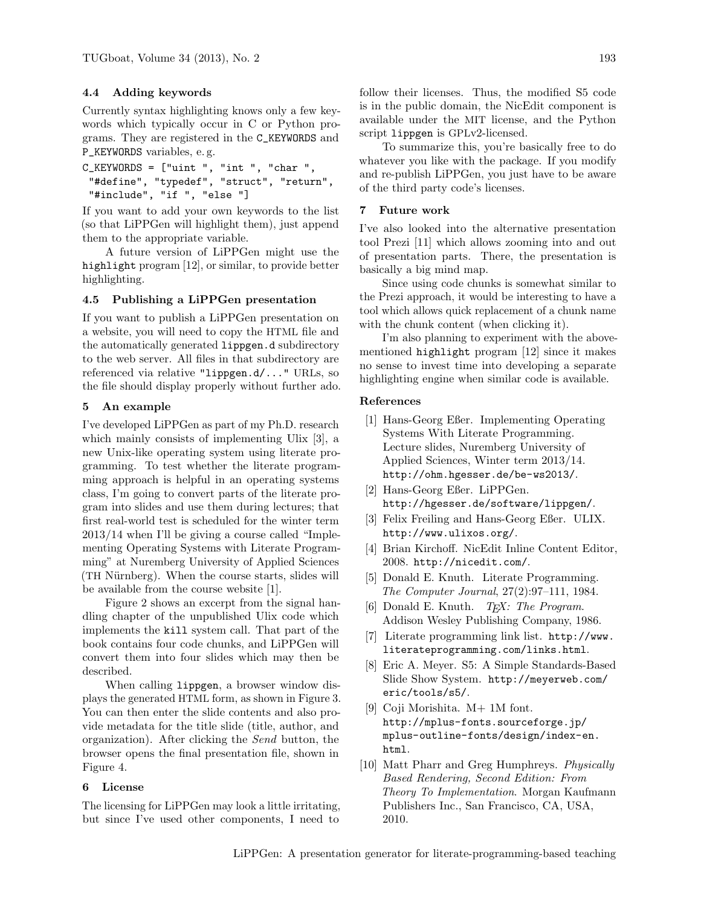### 4.4 Adding keywords

Currently syntax highlighting knows only a few keywords which typically occur in C or Python programs. They are registered in the `C_KEYWORDS` and `P_KEYWORDS` variables, e. g.

```
C_KEYWORDS = ["uint ", "int ", "char ",
 "#define", "typedef", "struct", "return",
 "#include", "if ", "else "]
```

If you want to add your own keywords to the list (so that LiPPGen will highlight them), just append them to the appropriate variable.

A future version of LiPPGen might use the `highlight` program [12], or similar, to provide better highlighting.

### 4.5 Publishing a LiPPGen presentation

If you want to publish a LiPPGen presentation on a website, you will need to copy the HTML file and the automatically generated `lippgen.d` subdirectory to the web server. All files in that subdirectory are referenced via relative `"lippgen.d/..."` URLs, so the file should display properly without further ado.

## 5 An example

I've developed LiPPGen as part of my Ph.D. research which mainly consists of implementing Ulix [3], a new Unix-like operating system using literate programming. To test whether the literate programming approach is helpful in an operating systems class, I'm going to convert parts of the literate program into slides and use them during lectures; that first real-world test is scheduled for the winter term 2013/14 when I'll be giving a course called "Implementing Operating Systems with Literate Programming" at Nuremberg University of Applied Sciences (TH Nürnberg). When the course starts, slides will be available from the course website [1].

Figure 2 shows an excerpt from the signal handling chapter of the unpublished Ulix code which implements the `kill` system call. That part of the book contains four code chunks, and LiPPGen will convert them into four slides which may then be described.

When calling `lippgen`, a browser window displays the generated HTML form, as shown in Figure 3. You can then enter the slide contents and also provide metadata for the title slide (title, author, and organization). After clicking the *Send* button, the browser opens the final presentation file, shown in Figure 4.

## 6 License

The licensing for LiPPGen may look a little irritating, but since I've used other components, I need to follow their licenses. Thus, the modified S5 code is in the public domain, the NicEdit component is available under the MIT license, and the Python script `lippgen` is GPLv2-licensed.

To summarize this, you're basically free to do whatever you like with the package. If you modify and re-publish LiPPGen, you just have to be aware of the third party code's licenses.

## 7 Future work

I've also looked into the alternative presentation tool Prezi [11] which allows zooming into and out of presentation parts. There, the presentation is basically a big mind map.

Since using code chunks is somewhat similar to the Prezi approach, it would be interesting to have a tool which allows quick replacement of a chunk name with the chunk content (when clicking it).

I'm also planning to experiment with the above-mentioned `highlight` program [12] since it makes no sense to invest time into developing a separate highlighting engine when similar code is available.

## References

[1] Hans-Georg Eßer. Implementing Operating Systems With Literate Programming. Lecture slides, Nuremberg University of Applied Sciences, Winter term 2013/14. `http://ohm.hgesser.de/be-ws2013/`.

[2] Hans-Georg Eßer. LiPPGen. `http://hgesser.de/software/lippgen/`.

[3] Felix Freiling and Hans-Georg Eßer. ULIX. `http://www.ulixos.org/`.

[4] Brian Kirchoff. NicEdit Inline Content Editor, 2008. `http://nicedit.com/`.

[5] Donald E. Knuth. Literate Programming. *The Computer Journal*, 27(2):97–111, 1984.

[6] Donald E. Knuth. *TeX: The Program*. Addison Wesley Publishing Company, 1986.

[7] Literate programming link list. `http://www.literateprogramming.com/links.html`.

[8] Eric A. Meyer. S5: A Simple Standards-Based Slide Show System. `http://meyerweb.com/eric/tools/s5/`.

[9] Coji Morishita. M+ 1M font. `http://mplus-fonts.sourceforge.jp/mplus-outline-fonts/design/index-en.html`.

[10] Matt Pharr and Greg Humphreys. *Physically Based Rendering, Second Edition: From Theory To Implementation*. Morgan Kaufmann Publishers Inc., San Francisco, CA, USA, 2010.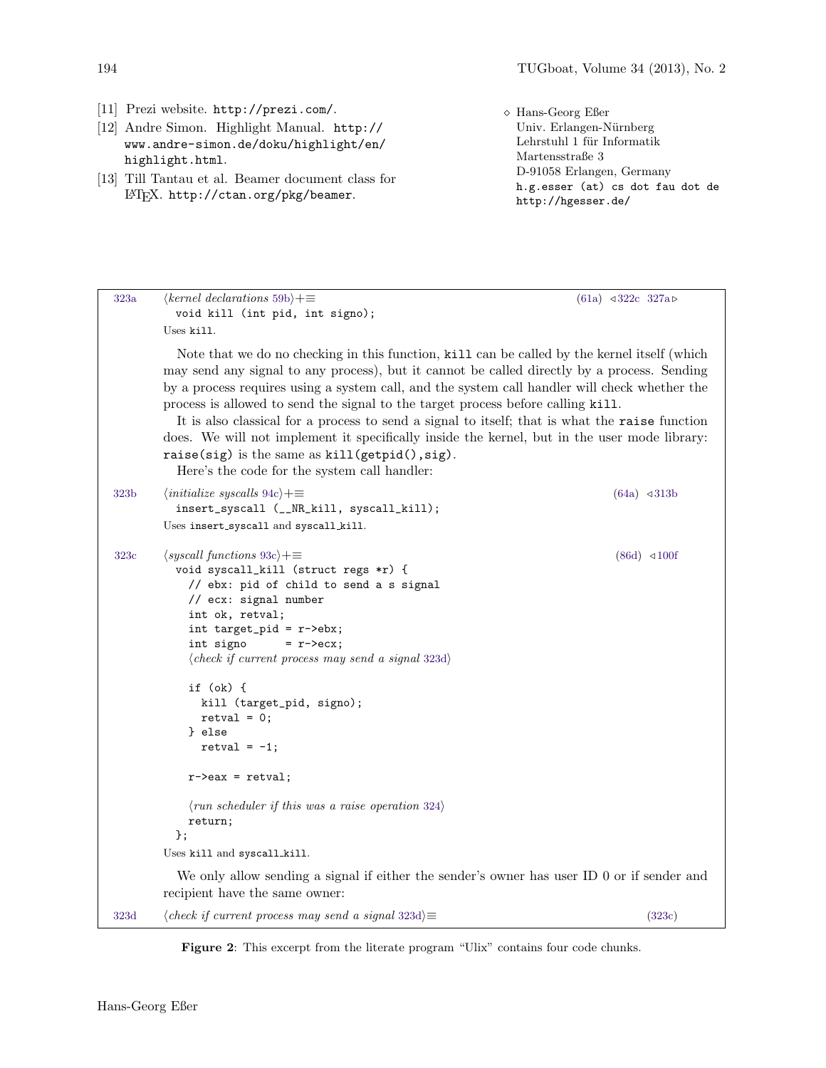[11] Prezi website. http://prezi.com/.

[12] Andre Simon. Highlight Manual. http://www.andre-simon.de/doku/highlight/en/highlight.html.

[13] Till Tantau et al. Beamer document class for LaTeX. http://ctan.org/pkg/beamer.

◇ Hans-Georg Eßer
Univ. Erlangen-Nürnberg
Lehrstuhl 1 für Informatik
Martensstraße 3
D-91058 Erlangen, Germany
h.g.esser (at) cs dot fau dot de
http://hgesser.de/

---

323a ⟨*kernel declarations* 59b⟩+≡ (61a) ◁322c 327a▷

```
void kill (int pid, int signo);
```

Uses kill.

Note that we do no checking in this function, kill can be called by the kernel itself (which may send any signal to any process), but it cannot be called directly by a process. Sending by a process requires using a system call, and the system call handler will check whether the process is allowed to send the signal to the target process before calling kill.

It is also classical for a process to send a signal to itself; that is what the raise function does. We will not implement it specifically inside the kernel, but in the user mode library: raise(sig) is the same as kill(getpid(),sig).

Here's the code for the system call handler:

323b ⟨*initialize syscalls* 94c⟩+≡ (64a) ◁313b

```
insert_syscall (__NR_kill, syscall_kill);
```

Uses insert_syscall and syscall_kill.

323c ⟨*syscall functions* 93c⟩+≡ (86d) ◁100f

```
void syscall_kill (struct regs *r) {
  // ebx: pid of child to send a s signal
  // ecx: signal number
  int ok, retval;
  int target_pid = r->ebx;
  int signo      = r->ecx;
  ⟨check if current process may send a signal 323d⟩

  if (ok) {
    kill (target_pid, signo);
    retval = 0;
  } else
    retval = -1;

  r->eax = retval;

  ⟨run scheduler if this was a raise operation 324⟩
  return;
};
```

Uses kill and syscall_kill.

We only allow sending a signal if either the sender's owner has user ID 0 or if sender and recipient have the same owner:

323d ⟨*check if current process may send a signal* 323d⟩≡ (323c)

**Figure 2**: This excerpt from the literate program "Ulix" contains four code chunks.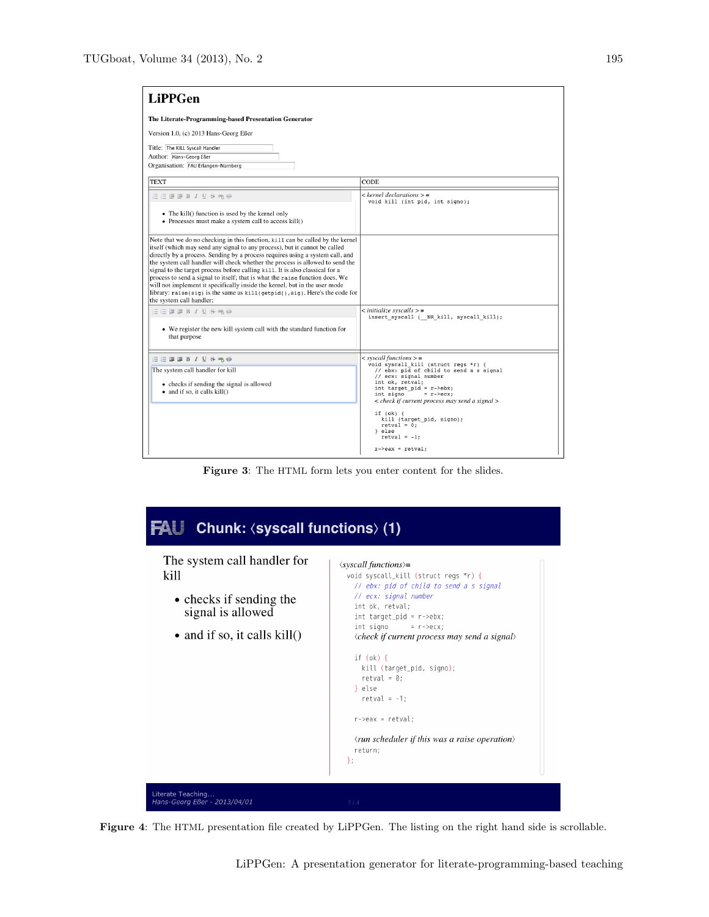Figure 3: The HTML form lets you enter content for the slides.

Figure 4: The HTML presentation file created by LiPPGen. The listing on the right hand side is scrollable.